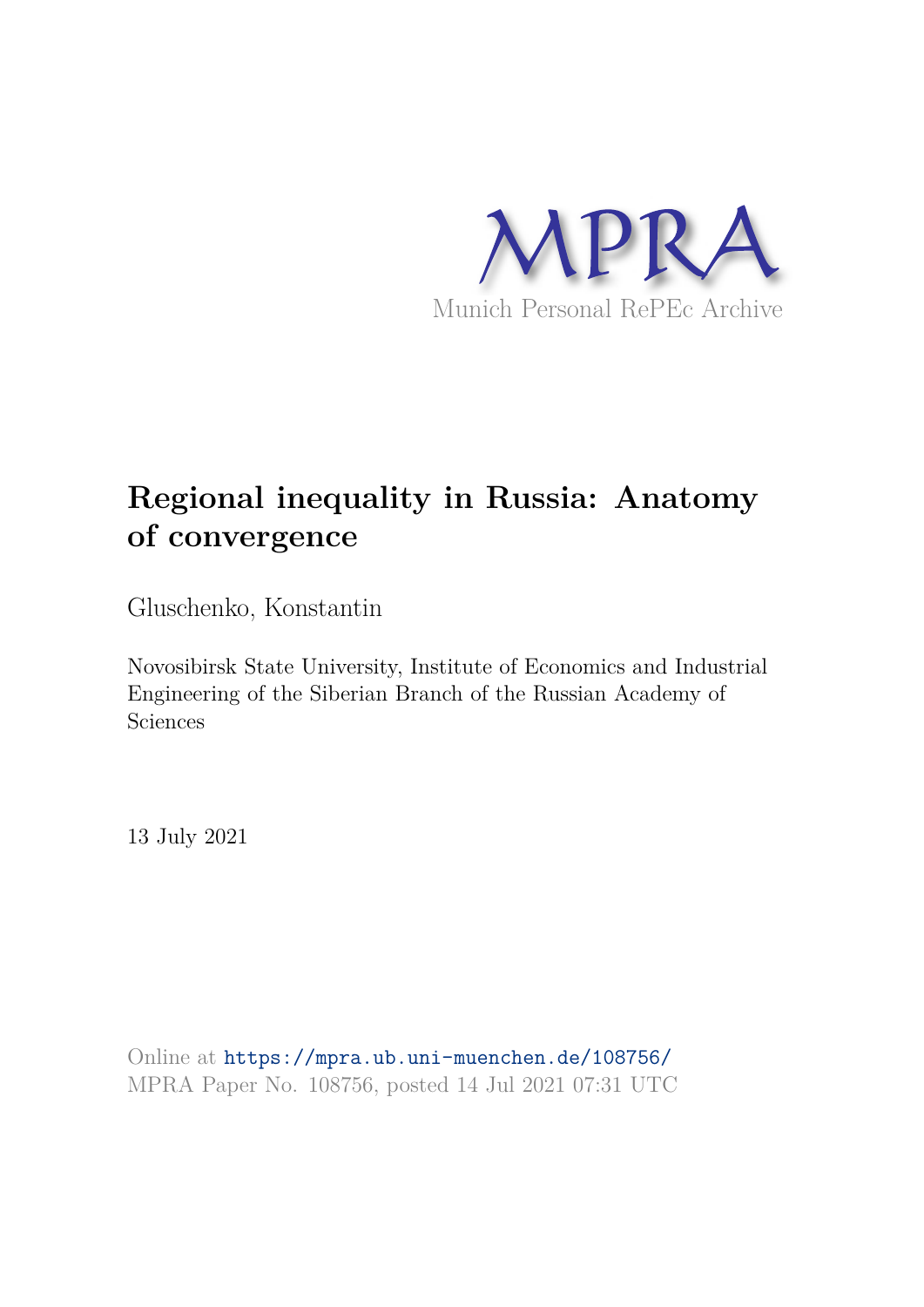MPRA

Munich Personal RePEc Archive

# Regional inequality in Russia: Anatomy of convergence

Gluschenko, Konstantin

Novosibirsk State University, Institute of Economics and Industrial Engineering of the Siberian Branch of the Russian Academy of Sciences

13 July 2021

Online at https://mpra.ub.uni-muenchen.de/108756/
MPRA Paper No. 108756, posted 14 Jul 2021 07:31 UTC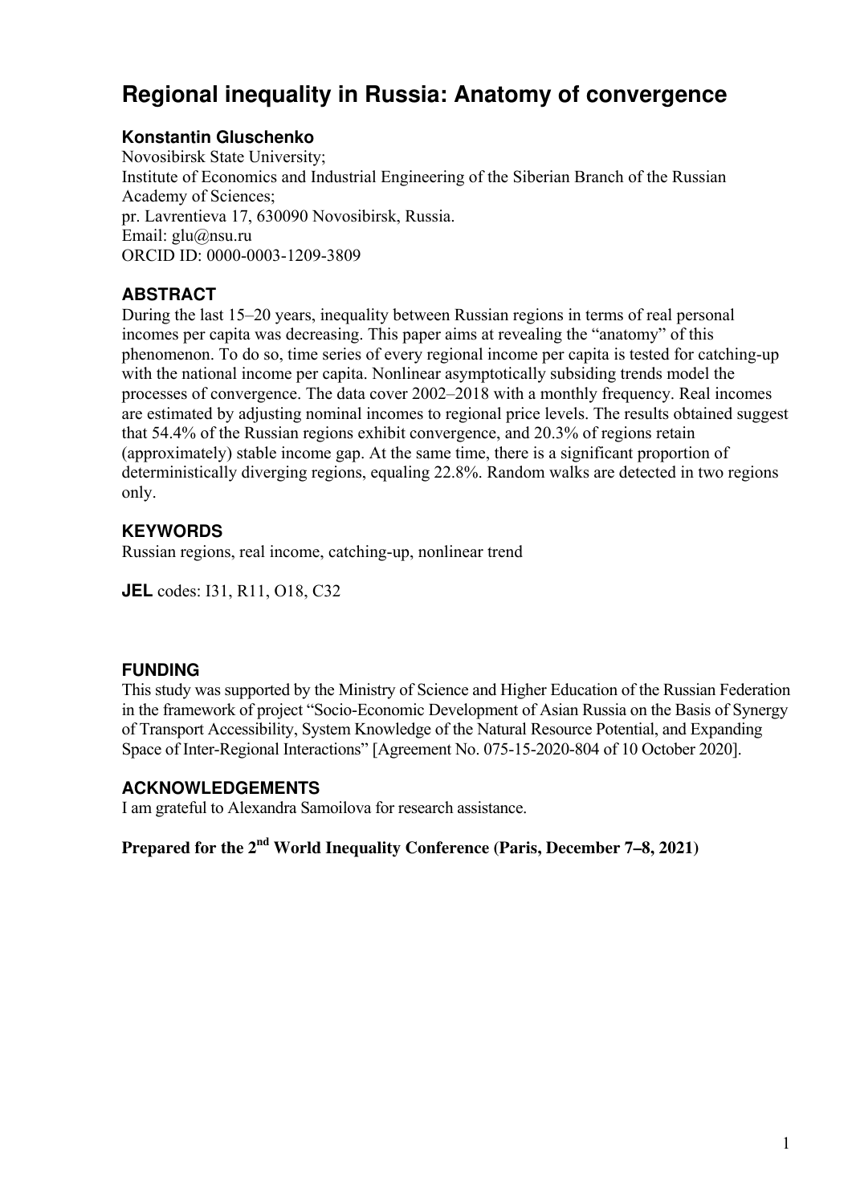# Regional inequality in Russia: Anatomy of convergence

**Konstantin Gluschenko**

Novosibirsk State University;
Institute of Economics and Industrial Engineering of the Siberian Branch of the Russian Academy of Sciences;
pr. Lavrentieva 17, 630090 Novosibirsk, Russia.
Email: glu@nsu.ru
ORCID ID: 0000-0003-1209-3809

## ABSTRACT

During the last 15–20 years, inequality between Russian regions in terms of real personal incomes per capita was decreasing. This paper aims at revealing the "anatomy" of this phenomenon. To do so, time series of every regional income per capita is tested for catching-up with the national income per capita. Nonlinear asymptotically subsiding trends model the processes of convergence. The data cover 2002–2018 with a monthly frequency. Real incomes are estimated by adjusting nominal incomes to regional price levels. The results obtained suggest that 54.4% of the Russian regions exhibit convergence, and 20.3% of regions retain (approximately) stable income gap. At the same time, there is a significant proportion of deterministically diverging regions, equaling 22.8%. Random walks are detected in two regions only.

## KEYWORDS

Russian regions, real income, catching-up, nonlinear trend

**JEL** codes: I31, R11, O18, C32

## FUNDING

This study was supported by the Ministry of Science and Higher Education of the Russian Federation in the framework of project "Socio-Economic Development of Asian Russia on the Basis of Synergy of Transport Accessibility, System Knowledge of the Natural Resource Potential, and Expanding Space of Inter-Regional Interactions" [Agreement No. 075-15-2020-804 of 10 October 2020].

## ACKNOWLEDGEMENTS

I am grateful to Alexandra Samoilova for research assistance.

**Prepared for the 2nd World Inequality Conference (Paris, December 7–8, 2021)**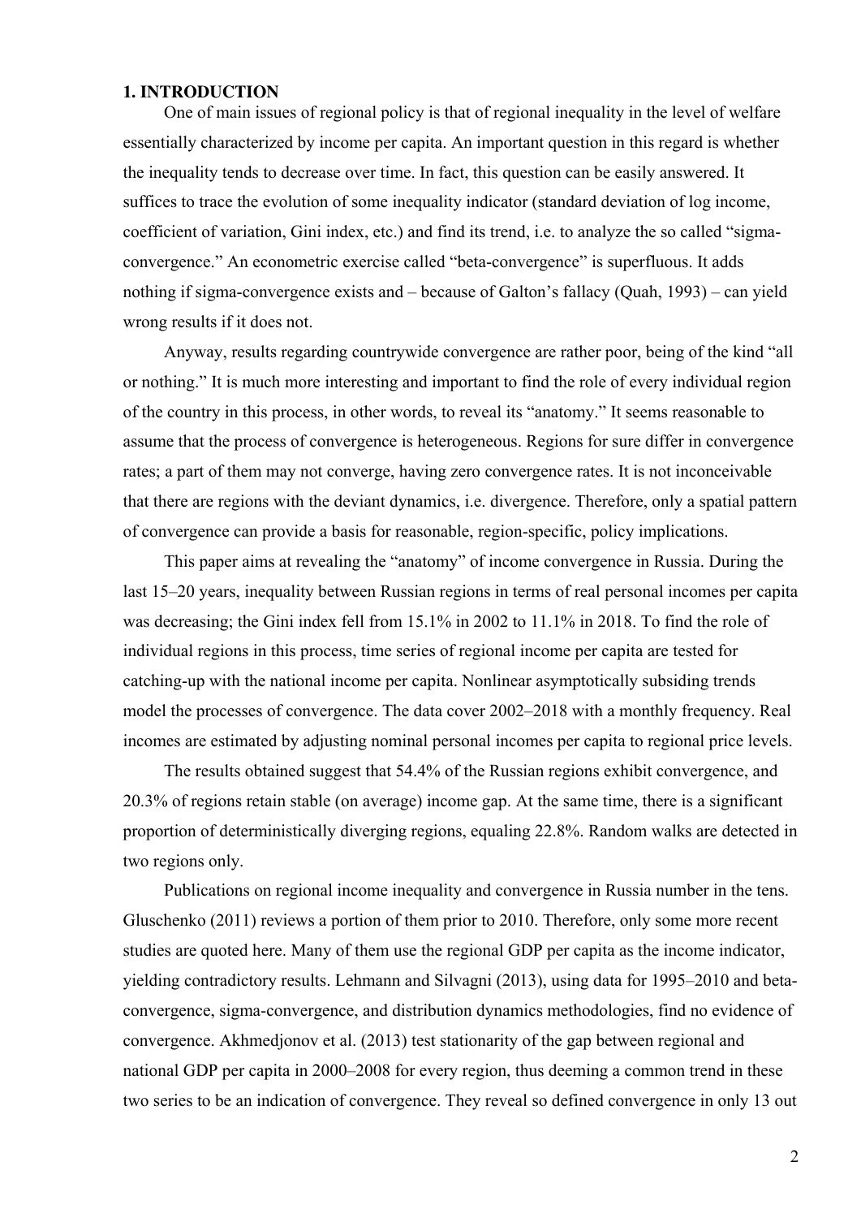## 1. INTRODUCTION

One of main issues of regional policy is that of regional inequality in the level of welfare essentially characterized by income per capita. An important question in this regard is whether the inequality tends to decrease over time. In fact, this question can be easily answered. It suffices to trace the evolution of some inequality indicator (standard deviation of log income, coefficient of variation, Gini index, etc.) and find its trend, i.e. to analyze the so called "sigma-convergence." An econometric exercise called "beta-convergence" is superfluous. It adds nothing if sigma-convergence exists and – because of Galton's fallacy (Quah, 1993) – can yield wrong results if it does not.

Anyway, results regarding countrywide convergence are rather poor, being of the kind "all or nothing." It is much more interesting and important to find the role of every individual region of the country in this process, in other words, to reveal its "anatomy." It seems reasonable to assume that the process of convergence is heterogeneous. Regions for sure differ in convergence rates; a part of them may not converge, having zero convergence rates. It is not inconceivable that there are regions with the deviant dynamics, i.e. divergence. Therefore, only a spatial pattern of convergence can provide a basis for reasonable, region-specific, policy implications.

This paper aims at revealing the "anatomy" of income convergence in Russia. During the last 15–20 years, inequality between Russian regions in terms of real personal incomes per capita was decreasing; the Gini index fell from 15.1% in 2002 to 11.1% in 2018. To find the role of individual regions in this process, time series of regional income per capita are tested for catching-up with the national income per capita. Nonlinear asymptotically subsiding trends model the processes of convergence. The data cover 2002–2018 with a monthly frequency. Real incomes are estimated by adjusting nominal personal incomes per capita to regional price levels.

The results obtained suggest that 54.4% of the Russian regions exhibit convergence, and 20.3% of regions retain stable (on average) income gap. At the same time, there is a significant proportion of deterministically diverging regions, equaling 22.8%. Random walks are detected in two regions only.

Publications on regional income inequality and convergence in Russia number in the tens. Gluschenko (2011) reviews a portion of them prior to 2010. Therefore, only some more recent studies are quoted here. Many of them use the regional GDP per capita as the income indicator, yielding contradictory results. Lehmann and Silvagni (2013), using data for 1995–2010 and beta-convergence, sigma-convergence, and distribution dynamics methodologies, find no evidence of convergence. Akhmedjonov et al. (2013) test stationarity of the gap between regional and national GDP per capita in 2000–2008 for every region, thus deeming a common trend in these two series to be an indication of convergence. They reveal so defined convergence in only 13 out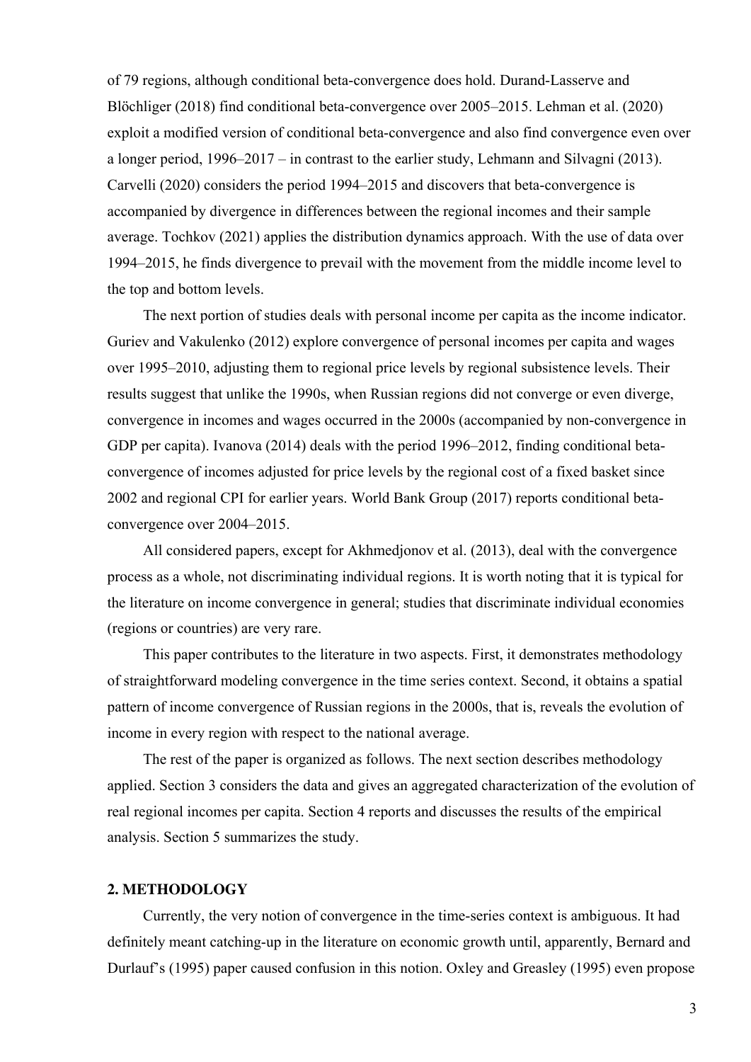of 79 regions, although conditional beta-convergence does hold. Durand-Lasserve and Blöchliger (2018) find conditional beta-convergence over 2005–2015. Lehman et al. (2020) exploit a modified version of conditional beta-convergence and also find convergence even over a longer period, 1996–2017 – in contrast to the earlier study, Lehmann and Silvagni (2013). Carvelli (2020) considers the period 1994–2015 and discovers that beta-convergence is accompanied by divergence in differences between the regional incomes and their sample average. Tochkov (2021) applies the distribution dynamics approach. With the use of data over 1994–2015, he finds divergence to prevail with the movement from the middle income level to the top and bottom levels.

The next portion of studies deals with personal income per capita as the income indicator. Guriev and Vakulenko (2012) explore convergence of personal incomes per capita and wages over 1995–2010, adjusting them to regional price levels by regional subsistence levels. Their results suggest that unlike the 1990s, when Russian regions did not converge or even diverge, convergence in incomes and wages occurred in the 2000s (accompanied by non-convergence in GDP per capita). Ivanova (2014) deals with the period 1996–2012, finding conditional beta-convergence of incomes adjusted for price levels by the regional cost of a fixed basket since 2002 and regional CPI for earlier years. World Bank Group (2017) reports conditional beta-convergence over 2004–2015.

All considered papers, except for Akhmedjonov et al. (2013), deal with the convergence process as a whole, not discriminating individual regions. It is worth noting that it is typical for the literature on income convergence in general; studies that discriminate individual economies (regions or countries) are very rare.

This paper contributes to the literature in two aspects. First, it demonstrates methodology of straightforward modeling convergence in the time series context. Second, it obtains a spatial pattern of income convergence of Russian regions in the 2000s, that is, reveals the evolution of income in every region with respect to the national average.

The rest of the paper is organized as follows. The next section describes methodology applied. Section 3 considers the data and gives an aggregated characterization of the evolution of real regional incomes per capita. Section 4 reports and discusses the results of the empirical analysis. Section 5 summarizes the study.

## 2. METHODOLOGY

Currently, the very notion of convergence in the time-series context is ambiguous. It had definitely meant catching-up in the literature on economic growth until, apparently, Bernard and Durlauf's (1995) paper caused confusion in this notion. Oxley and Greasley (1995) even propose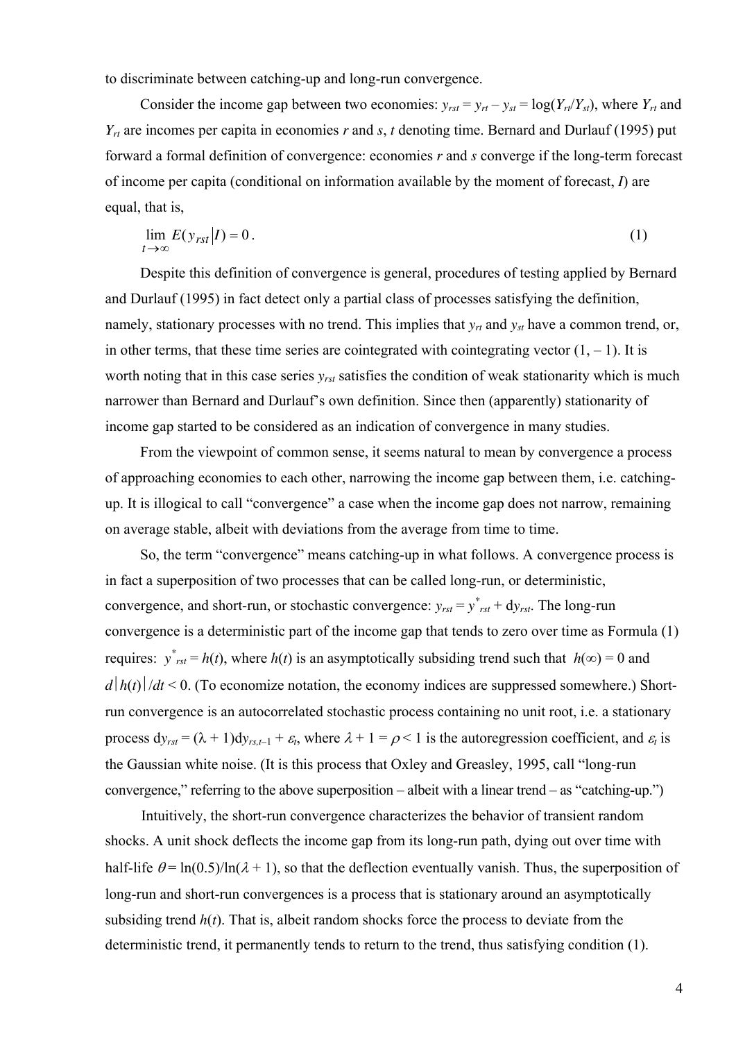to discriminate between catching-up and long-run convergence.

Consider the income gap between two economies: $y_{rst} = y_{rt} - y_{st} = \log(Y_{rt}/Y_{st})$, where $Y_{rt}$ and $Y_{rt}$ are incomes per capita in economies $r$ and $s$, $t$ denoting time. Bernard and Durlauf (1995) put forward a formal definition of convergence: economies $r$ and $s$ converge if the long-term forecast of income per capita (conditional on information available by the moment of forecast, $I$) are equal, that is,

$$\lim_{t \to \infty} E(y_{rst} | I) = 0 . \tag{1}$$

Despite this definition of convergence is general, procedures of testing applied by Bernard and Durlauf (1995) in fact detect only a partial class of processes satisfying the definition, namely, stationary processes with no trend. This implies that $y_{rt}$ and $y_{st}$ have a common trend, or, in other terms, that these time series are cointegrated with cointegrating vector $(1, -1)$. It is worth noting that in this case series $y_{rst}$ satisfies the condition of weak stationarity which is much narrower than Bernard and Durlauf's own definition. Since then (apparently) stationarity of income gap started to be considered as an indication of convergence in many studies.

From the viewpoint of common sense, it seems natural to mean by convergence a process of approaching economies to each other, narrowing the income gap between them, i.e. catching-up. It is illogical to call "convergence" a case when the income gap does not narrow, remaining on average stable, albeit with deviations from the average from time to time.

So, the term "convergence" means catching-up in what follows. A convergence process is in fact a superposition of two processes that can be called long-run, or deterministic, convergence, and short-run, or stochastic convergence: $y_{rst} = y^*_{rst} + \mathrm{d}y_{rst}$. The long-run convergence is a deterministic part of the income gap that tends to zero over time as Formula (1) requires: $y^*_{rst} = h(t)$, where $h(t)$ is an asymptotically subsiding trend such that $h(\infty) = 0$ and $d|h(t)|/dt < 0$. (To economize notation, the economy indices are suppressed somewhere.) Short-run convergence is an autocorrelated stochastic process containing no unit root, i.e. a stationary process $\mathrm{d}y_{rst} = (\lambda + 1)\mathrm{d}y_{rs,t-1} + \varepsilon_t$, where $\lambda + 1 = \rho < 1$ is the autoregression coefficient, and $\varepsilon_t$ is the Gaussian white noise. (It is this process that Oxley and Greasley, 1995, call "long-run convergence," referring to the above superposition – albeit with a linear trend – as "catching-up.")

Intuitively, the short-run convergence characterizes the behavior of transient random shocks. A unit shock deflects the income gap from its long-run path, dying out over time with half-life $\theta = \ln(0.5)/\ln(\lambda + 1)$, so that the deflection eventually vanish. Thus, the superposition of long-run and short-run convergences is a process that is stationary around an asymptotically subsiding trend $h(t)$. That is, albeit random shocks force the process to deviate from the deterministic trend, it permanently tends to return to the trend, thus satisfying condition (1).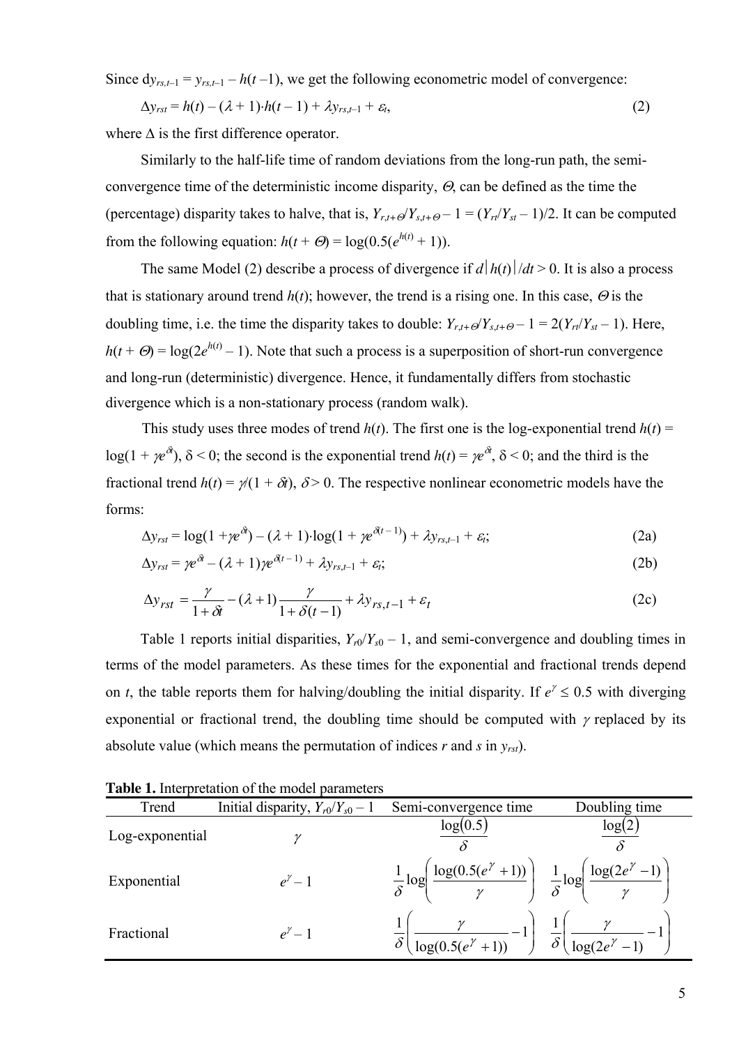Since $dy_{rs,t-1} = y_{rs,t-1} - h(t-1)$, we get the following econometric model of convergence:

$$\Delta y_{rst} = h(t) - (\lambda + 1)\cdot h(t-1) + \lambda y_{rs,t-1} + \varepsilon_t, \tag{2}$$

where $\Delta$ is the first difference operator.

Similarly to the half-life time of random deviations from the long-run path, the semi-convergence time of the deterministic income disparity, $\Theta$, can be defined as the time the (percentage) disparity takes to halve, that is, $Y_{r,t+\Theta}/Y_{s,t+\Theta} - 1 = (Y_{rt}/Y_{st} - 1)/2$. It can be computed from the following equation: $h(t + \Theta) = \log(0.5(e^{h(t)} + 1))$.

The same Model (2) describe a process of divergence if $d|h(t)|/dt > 0$. It is also a process that is stationary around trend $h(t)$; however, the trend is a rising one. In this case, $\Theta$ is the doubling time, i.e. the time the disparity takes to double: $Y_{r,t+\Theta}/Y_{s,t+\Theta} - 1 = 2(Y_{rt}/Y_{st} - 1)$. Here, $h(t + \Theta) = \log(2e^{h(t)} - 1)$. Note that such a process is a superposition of short-run convergence and long-run (deterministic) divergence. Hence, it fundamentally differs from stochastic divergence which is a non-stationary process (random walk).

This study uses three modes of trend $h(t)$. The first one is the log-exponential trend $h(t) = \log(1 + \gamma e^{\delta t})$, $\delta < 0$; the second is the exponential trend $h(t) = \gamma e^{\delta t}$, $\delta < 0$; and the third is the fractional trend $h(t) = \gamma/(1 + \delta t)$, $\delta > 0$. The respective nonlinear econometric models have the forms:

$$\Delta y_{rst} = \log(1 + \gamma e^{\delta t}) - (\lambda + 1)\cdot\log(1 + \gamma e^{\delta(t-1)}) + \lambda y_{rs,t-1} + \varepsilon_t; \tag{2a}$$

$$\Delta y_{rst} = \gamma e^{\delta t} - (\lambda + 1)\gamma e^{\delta(t-1)} + \lambda y_{rs,t-1} + \varepsilon_t; \tag{2b}$$

$$\Delta y_{rst} = \frac{\gamma}{1+\delta t} - (\lambda + 1)\frac{\gamma}{1+\delta(t-1)} + \lambda y_{rs,t-1} + \varepsilon_t \tag{2c}$$

Table 1 reports initial disparities, $Y_{r0}/Y_{s0} - 1$, and semi-convergence and doubling times in terms of the model parameters. As these times for the exponential and fractional trends depend on $t$, the table reports them for halving/doubling the initial disparity. If $e^{\gamma} \le 0.5$ with diverging exponential or fractional trend, the doubling time should be computed with $\gamma$ replaced by its absolute value (which means the permutation of indices $r$ and $s$ in $y_{rst}$).

**Table 1.** Interpretation of the model parameters

| Trend | Initial disparity, $Y_{r0}/Y_{s0} - 1$ | Semi-convergence time | Doubling time |
|---|---|---|---|
| Log-exponential | $\gamma$ | $\dfrac{\log(0.5)}{\delta}$ | $\dfrac{\log(2)}{\delta}$ |
| Exponential | $e^{\gamma} - 1$ | $\dfrac{1}{\delta}\log\left(\dfrac{\log(0.5(e^{\gamma}+1))}{\gamma}\right)$ | $\dfrac{1}{\delta}\log\left(\dfrac{\log(2e^{\gamma}-1)}{\gamma}\right)$ |
| Fractional | $e^{\gamma} - 1$ | $\dfrac{1}{\delta}\left(\dfrac{\gamma}{\log(0.5(e^{\gamma}+1))} - 1\right)$ | $\dfrac{1}{\delta}\left(\dfrac{\gamma}{\log(2e^{\gamma}-1)} - 1\right)$ |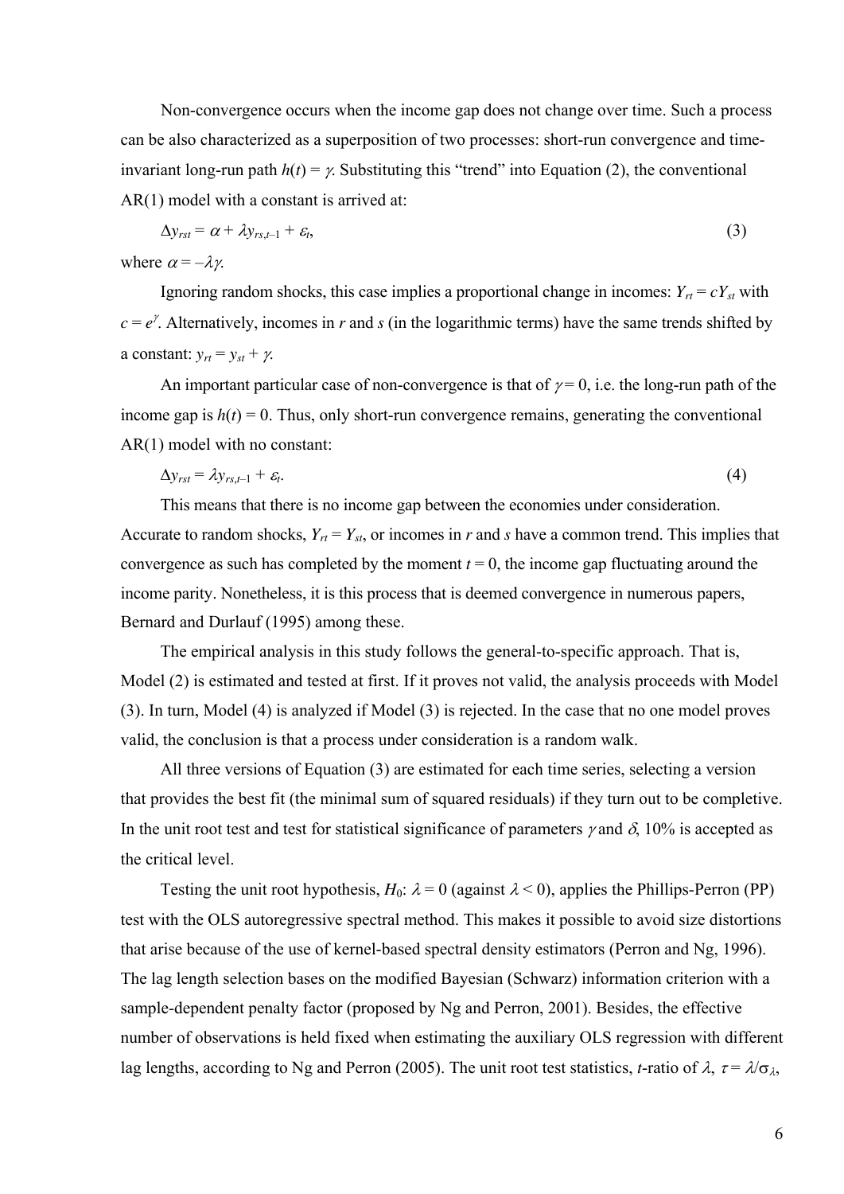Non-convergence occurs when the income gap does not change over time. Such a process can be also characterized as a superposition of two processes: short-run convergence and time-invariant long-run path $h(t) = \gamma$. Substituting this "trend" into Equation (2), the conventional AR(1) model with a constant is arrived at:

$$\Delta y_{rst} = \alpha + \lambda y_{rs,t-1} + \varepsilon_t, \tag{3}$$

where $\alpha = -\lambda\gamma$.

Ignoring random shocks, this case implies a proportional change in incomes: $Y_{rt} = cY_{st}$ with $c = e^{\gamma}$. Alternatively, incomes in $r$ and $s$ (in the logarithmic terms) have the same trends shifted by a constant: $y_{rt} = y_{st} + \gamma$.

An important particular case of non-convergence is that of $\gamma = 0$, i.e. the long-run path of the income gap is $h(t) = 0$. Thus, only short-run convergence remains, generating the conventional AR(1) model with no constant:

$$\Delta y_{rst} = \lambda y_{rs,t-1} + \varepsilon_t. \tag{4}$$

This means that there is no income gap between the economies under consideration. Accurate to random shocks, $Y_{rt} = Y_{st}$, or incomes in $r$ and $s$ have a common trend. This implies that convergence as such has completed by the moment $t = 0$, the income gap fluctuating around the income parity. Nonetheless, it is this process that is deemed convergence in numerous papers, Bernard and Durlauf (1995) among these.

The empirical analysis in this study follows the general-to-specific approach. That is, Model (2) is estimated and tested at first. If it proves not valid, the analysis proceeds with Model (3). In turn, Model (4) is analyzed if Model (3) is rejected. In the case that no one model proves valid, the conclusion is that a process under consideration is a random walk.

All three versions of Equation (3) are estimated for each time series, selecting a version that provides the best fit (the minimal sum of squared residuals) if they turn out to be completive. In the unit root test and test for statistical significance of parameters $\gamma$ and $\delta$, 10% is accepted as the critical level.

Testing the unit root hypothesis, $H_0$: $\lambda = 0$ (against $\lambda < 0$), applies the Phillips-Perron (PP) test with the OLS autoregressive spectral method. This makes it possible to avoid size distortions that arise because of the use of kernel-based spectral density estimators (Perron and Ng, 1996). The lag length selection bases on the modified Bayesian (Schwarz) information criterion with a sample-dependent penalty factor (proposed by Ng and Perron, 2001). Besides, the effective number of observations is held fixed when estimating the auxiliary OLS regression with different lag lengths, according to Ng and Perron (2005). The unit root test statistics, $t$-ratio of $\lambda$, $\tau = \lambda/\sigma_{\lambda}$,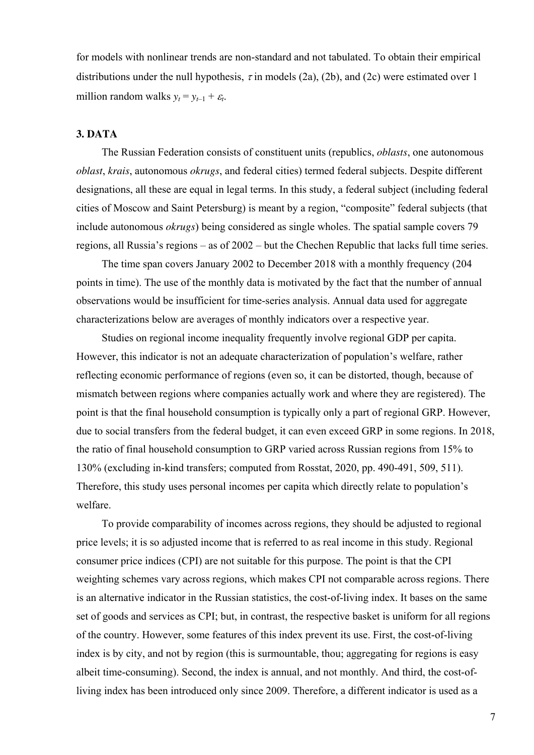for models with nonlinear trends are non-standard and not tabulated. To obtain their empirical distributions under the null hypothesis, $\tau$ in models (2a), (2b), and (2c) were estimated over 1 million random walks $y_t = y_{t-1} + \varepsilon_t$.

## 3. DATA

The Russian Federation consists of constituent units (republics, *oblasts*, one autonomous *oblast*, *krais*, autonomous *okrugs*, and federal cities) termed federal subjects. Despite different designations, all these are equal in legal terms. In this study, a federal subject (including federal cities of Moscow and Saint Petersburg) is meant by a region, "composite" federal subjects (that include autonomous *okrugs*) being considered as single wholes. The spatial sample covers 79 regions, all Russia's regions – as of 2002 – but the Chechen Republic that lacks full time series.

The time span covers January 2002 to December 2018 with a monthly frequency (204 points in time). The use of the monthly data is motivated by the fact that the number of annual observations would be insufficient for time-series analysis. Annual data used for aggregate characterizations below are averages of monthly indicators over a respective year.

Studies on regional income inequality frequently involve regional GDP per capita. However, this indicator is not an adequate characterization of population's welfare, rather reflecting economic performance of regions (even so, it can be distorted, though, because of mismatch between regions where companies actually work and where they are registered). The point is that the final household consumption is typically only a part of regional GRP. However, due to social transfers from the federal budget, it can even exceed GRP in some regions. In 2018, the ratio of final household consumption to GRP varied across Russian regions from 15% to 130% (excluding in-kind transfers; computed from Rosstat, 2020, pp. 490-491, 509, 511). Therefore, this study uses personal incomes per capita which directly relate to population's welfare.

To provide comparability of incomes across regions, they should be adjusted to regional price levels; it is so adjusted income that is referred to as real income in this study. Regional consumer price indices (CPI) are not suitable for this purpose. The point is that the CPI weighting schemes vary across regions, which makes CPI not comparable across regions. There is an alternative indicator in the Russian statistics, the cost-of-living index. It bases on the same set of goods and services as CPI; but, in contrast, the respective basket is uniform for all regions of the country. However, some features of this index prevent its use. First, the cost-of-living index is by city, and not by region (this is surmountable, thou; aggregating for regions is easy albeit time-consuming). Second, the index is annual, and not monthly. And third, the cost-of-living index has been introduced only since 2009. Therefore, a different indicator is used as a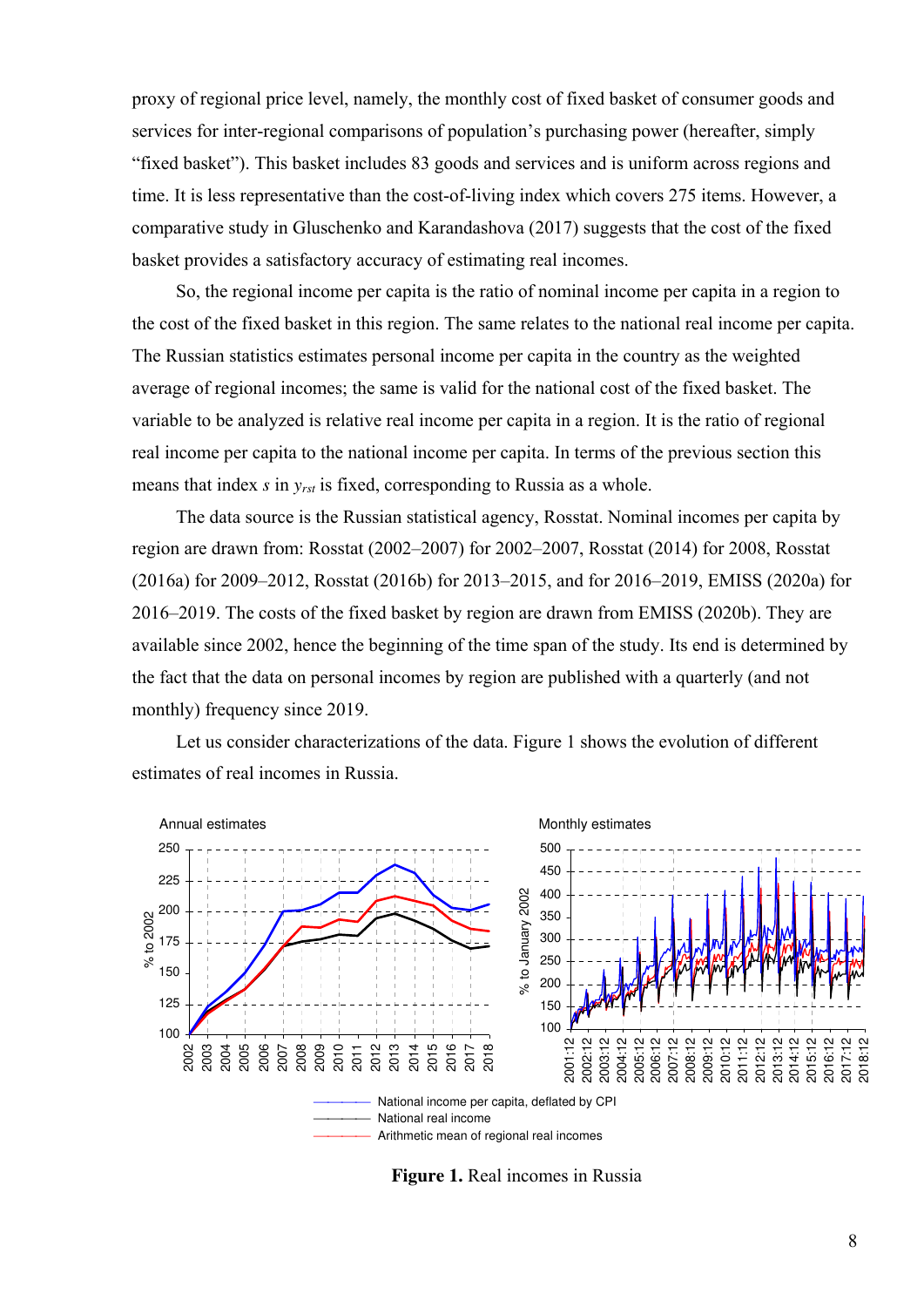proxy of regional price level, namely, the monthly cost of fixed basket of consumer goods and services for inter-regional comparisons of population's purchasing power (hereafter, simply "fixed basket"). This basket includes 83 goods and services and is uniform across regions and time. It is less representative than the cost-of-living index which covers 275 items. However, a comparative study in Gluschenko and Karandashova (2017) suggests that the cost of the fixed basket provides a satisfactory accuracy of estimating real incomes.

So, the regional income per capita is the ratio of nominal income per capita in a region to the cost of the fixed basket in this region. The same relates to the national real income per capita. The Russian statistics estimates personal income per capita in the country as the weighted average of regional incomes; the same is valid for the national cost of the fixed basket. The variable to be analyzed is relative real income per capita in a region. It is the ratio of regional real income per capita to the national income per capita. In terms of the previous section this means that index $s$ in $y_{rst}$ is fixed, corresponding to Russia as a whole.

The data source is the Russian statistical agency, Rosstat. Nominal incomes per capita by region are drawn from: Rosstat (2002–2007) for 2002–2007, Rosstat (2014) for 2008, Rosstat (2016a) for 2009–2012, Rosstat (2016b) for 2013–2015, and for 2016–2019, EMISS (2020a) for 2016–2019. The costs of the fixed basket by region are drawn from EMISS (2020b). They are available since 2002, hence the beginning of the time span of the study. Its end is determined by the fact that the data on personal incomes by region are published with a quarterly (and not monthly) frequency since 2019.

Let us consider characterizations of the data. Figure 1 shows the evolution of different estimates of real incomes in Russia.

**Figure 1.** Real incomes in Russia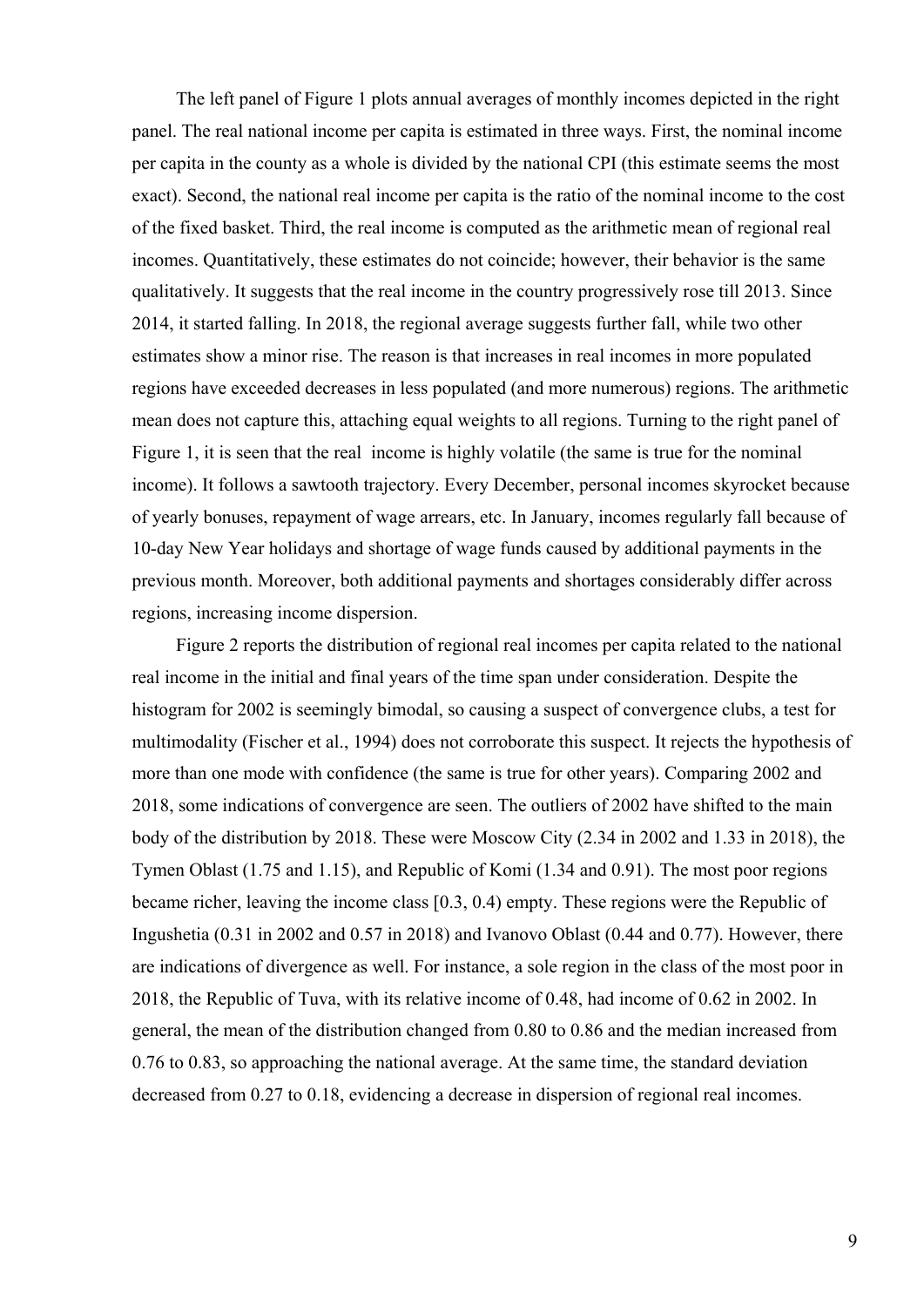The left panel of Figure 1 plots annual averages of monthly incomes depicted in the right panel. The real national income per capita is estimated in three ways. First, the nominal income per capita in the county as a whole is divided by the national CPI (this estimate seems the most exact). Second, the national real income per capita is the ratio of the nominal income to the cost of the fixed basket. Third, the real income is computed as the arithmetic mean of regional real incomes. Quantitatively, these estimates do not coincide; however, their behavior is the same qualitatively. It suggests that the real income in the country progressively rose till 2013. Since 2014, it started falling. In 2018, the regional average suggests further fall, while two other estimates show a minor rise. The reason is that increases in real incomes in more populated regions have exceeded decreases in less populated (and more numerous) regions. The arithmetic mean does not capture this, attaching equal weights to all regions. Turning to the right panel of Figure 1, it is seen that the real income is highly volatile (the same is true for the nominal income). It follows a sawtooth trajectory. Every December, personal incomes skyrocket because of yearly bonuses, repayment of wage arrears, etc. In January, incomes regularly fall because of 10-day New Year holidays and shortage of wage funds caused by additional payments in the previous month. Moreover, both additional payments and shortages considerably differ across regions, increasing income dispersion.

Figure 2 reports the distribution of regional real incomes per capita related to the national real income in the initial and final years of the time span under consideration. Despite the histogram for 2002 is seemingly bimodal, so causing a suspect of convergence clubs, a test for multimodality (Fischer et al., 1994) does not corroborate this suspect. It rejects the hypothesis of more than one mode with confidence (the same is true for other years). Comparing 2002 and 2018, some indications of convergence are seen. The outliers of 2002 have shifted to the main body of the distribution by 2018. These were Moscow City (2.34 in 2002 and 1.33 in 2018), the Tymen Oblast (1.75 and 1.15), and Republic of Komi (1.34 and 0.91). The most poor regions became richer, leaving the income class [0.3, 0.4) empty. These regions were the Republic of Ingushetia (0.31 in 2002 and 0.57 in 2018) and Ivanovo Oblast (0.44 and 0.77). However, there are indications of divergence as well. For instance, a sole region in the class of the most poor in 2018, the Republic of Tuva, with its relative income of 0.48, had income of 0.62 in 2002. In general, the mean of the distribution changed from 0.80 to 0.86 and the median increased from 0.76 to 0.83, so approaching the national average. At the same time, the standard deviation decreased from 0.27 to 0.18, evidencing a decrease in dispersion of regional real incomes.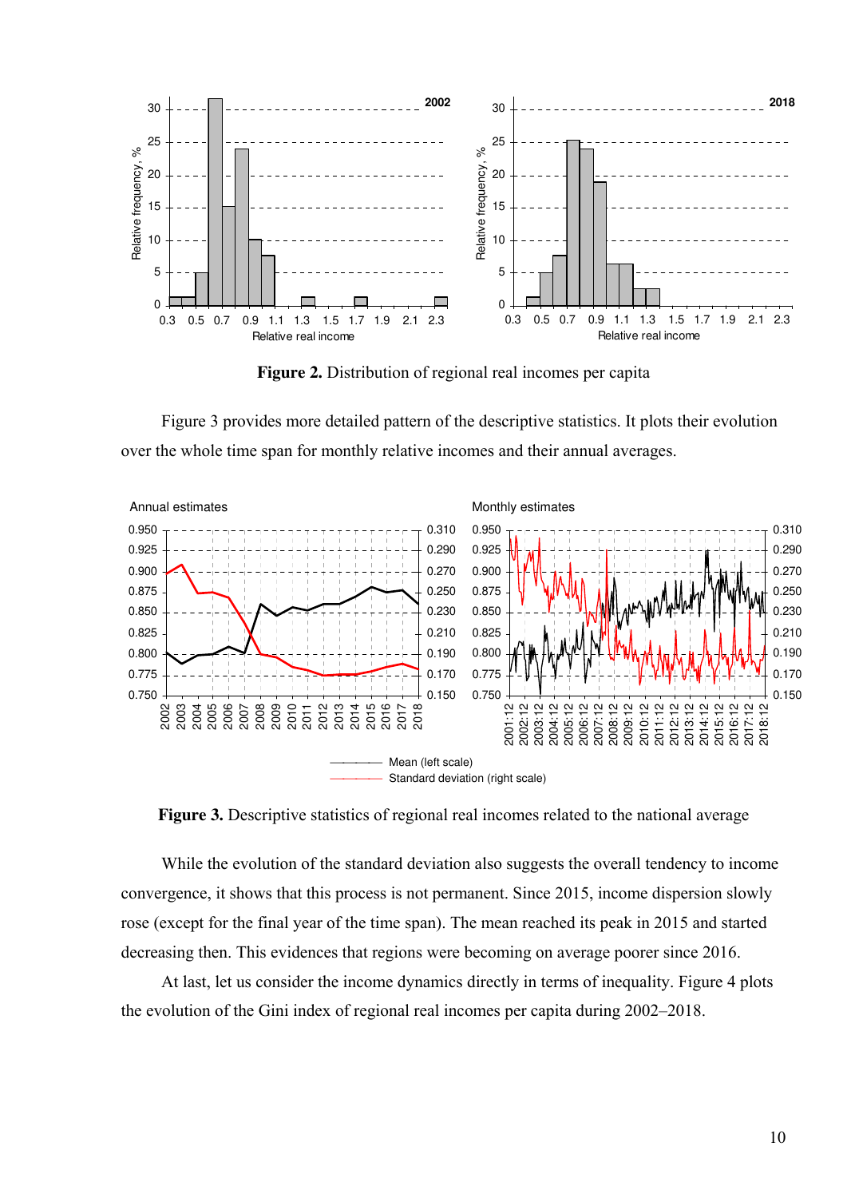**Figure 2.** Distribution of regional real incomes per capita

Figure 3 provides more detailed pattern of the descriptive statistics. It plots their evolution over the whole time span for monthly relative incomes and their annual averages.

**Figure 3.** Descriptive statistics of regional real incomes related to the national average

While the evolution of the standard deviation also suggests the overall tendency to income convergence, it shows that this process is not permanent. Since 2015, income dispersion slowly rose (except for the final year of the time span). The mean reached its peak in 2015 and started decreasing then. This evidences that regions were becoming on average poorer since 2016.

At last, let us consider the income dynamics directly in terms of inequality. Figure 4 plots the evolution of the Gini index of regional real incomes per capita during 2002–2018.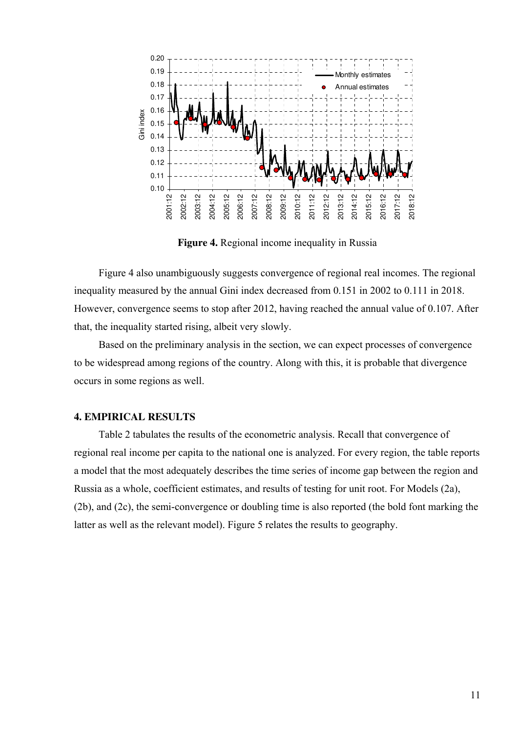**Figure 4.** Regional income inequality in Russia

Figure 4 also unambiguously suggests convergence of regional real incomes. The regional inequality measured by the annual Gini index decreased from 0.151 in 2002 to 0.111 in 2018. However, convergence seems to stop after 2012, having reached the annual value of 0.107. After that, the inequality started rising, albeit very slowly.

Based on the preliminary analysis in the section, we can expect processes of convergence to be widespread among regions of the country. Along with this, it is probable that divergence occurs in some regions as well.

## 4. EMPIRICAL RESULTS

Table 2 tabulates the results of the econometric analysis. Recall that convergence of regional real income per capita to the national one is analyzed. For every region, the table reports a model that the most adequately describes the time series of income gap between the region and Russia as a whole, coefficient estimates, and results of testing for unit root. For Models (2a), (2b), and (2c), the semi-convergence or doubling time is also reported (the bold font marking the latter as well as the relevant model). Figure 5 relates the results to geography.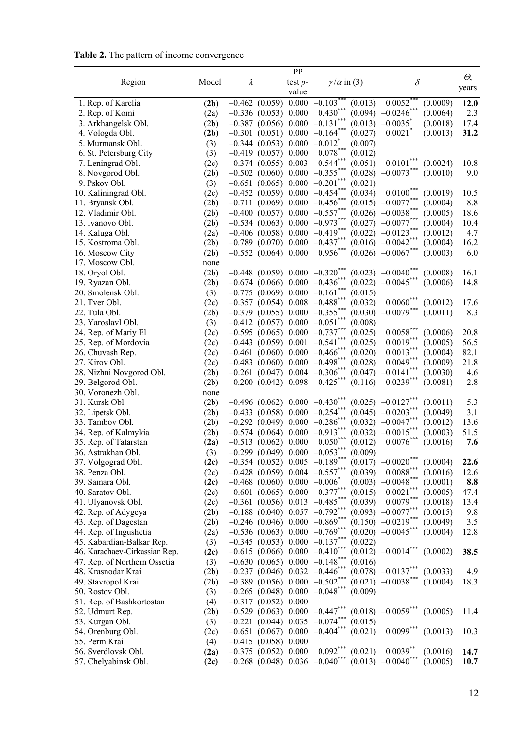**Table 2.** The pattern of income convergence

| Region | Model | $\lambda$ | | PP test $p$-value | $\gamma/\alpha$ in (3) | | $\delta$ | | $\Theta$, years |
|---|---|---|---|---|---|---|---|---|---|
| 1. Rep. of Karelia | **(2b)** | −0.462 | (0.059) | 0.000 | $-0.103^{***}$ | (0.013) | $0.0052^{***}$ | (0.0009) | **12.0** |
| 2. Rep. of Komi | (2a) | −0.336 | (0.053) | 0.000 | $0.430^{***}$ | (0.094) | $-0.0246^{***}$ | (0.0064) | 2.3 |
| 3. Arkhangelsk Obl. | (2b) | −0.387 | (0.056) | 0.000 | $-0.131^{***}$ | (0.013) | $-0.0035^{*}$ | (0.0018) | 17.4 |
| 4. Vologda Obl. | **(2b)** | −0.301 | (0.051) | 0.000 | $-0.164^{***}$ | (0.027) | $0.0021^{*}$ | (0.0013) | **31.2** |
| 5. Murmansk Obl. | (3) | −0.344 | (0.053) | 0.000 | $-0.012^{*}$ | (0.007) | | | |
| 6. St. Petersburg City | (3) | −0.419 | (0.057) | 0.000 | $0.078^{***}$ | (0.012) | | | |
| 7. Leningrad Obl. | (2c) | −0.374 | (0.055) | 0.003 | $-0.544^{***}$ | (0.051) | $0.0101^{***}$ | (0.0024) | 10.8 |
| 8. Novgorod Obl. | (2b) | −0.502 | (0.060) | 0.000 | $-0.355^{***}$ | (0.028) | $-0.0073^{***}$ | (0.0010) | 9.0 |
| 9. Pskov Obl. | (3) | −0.651 | (0.065) | 0.000 | $-0.201^{***}$ | (0.021) | | | |
| 10. Kaliningrad Obl. | (2c) | −0.452 | (0.059) | 0.000 | $-0.454^{***}$ | (0.034) | $0.0100^{***}$ | (0.0019) | 10.5 |
| 11. Bryansk Obl. | (2b) | −0.711 | (0.069) | 0.000 | $-0.456^{***}$ | (0.015) | $-0.0077^{***}$ | (0.0004) | 8.8 |
| 12. Vladimir Obl. | (2b) | −0.400 | (0.057) | 0.000 | $-0.557^{***}$ | (0.026) | $-0.0038^{***}$ | (0.0005) | 18.6 |
| 13. Ivanovo Obl. | (2b) | −0.534 | (0.063) | 0.000 | $-0.973^{***}$ | (0.027) | $-0.0077^{***}$ | (0.0004) | 10.4 |
| 14. Kaluga Obl. | (2a) | −0.406 | (0.058) | 0.000 | $-0.419^{***}$ | (0.022) | $-0.0123^{***}$ | (0.0012) | 4.7 |
| 15. Kostroma Obl. | (2b) | −0.789 | (0.070) | 0.000 | $-0.437^{***}$ | (0.016) | $-0.0042^{***}$ | (0.0004) | 16.2 |
| 16. Moscow City | (2b) | −0.552 | (0.064) | 0.000 | $0.956^{***}$ | (0.026) | $-0.0067^{***}$ | (0.0003) | 6.0 |
| 17. Moscow Obl. | none | | | | | | | | |
| 18. Oryol Obl. | (2b) | −0.448 | (0.059) | 0.000 | $-0.320^{***}$ | (0.023) | $-0.0040^{***}$ | (0.0008) | 16.1 |
| 19. Ryazan Obl. | (2b) | −0.674 | (0.066) | 0.000 | $-0.436^{***}$ | (0.022) | $-0.0045^{***}$ | (0.0006) | 14.8 |
| 20. Smolensk Obl. | (3) | −0.775 | (0.069) | 0.000 | $-0.161^{***}$ | (0.015) | | | |
| 21. Tver Obl. | (2c) | −0.357 | (0.054) | 0.008 | $-0.488^{***}$ | (0.032) | $0.0060^{***}$ | (0.0012) | 17.6 |
| 22. Tula Obl. | (2b) | −0.379 | (0.055) | 0.000 | $-0.355^{***}$ | (0.030) | $-0.0079^{***}$ | (0.0011) | 8.3 |
| 23. Yaroslavl Obl. | (3) | −0.412 | (0.057) | 0.000 | $-0.051^{***}$ | (0.008) | | | |
| 24. Rep. of Mariy El | (2c) | −0.595 | (0.065) | 0.000 | $-0.737^{***}$ | (0.025) | $0.0058^{***}$ | (0.0006) | 20.8 |
| 25. Rep. of Mordovia | (2c) | −0.443 | (0.059) | 0.001 | $-0.541^{***}$ | (0.025) | $0.0019^{***}$ | (0.0005) | 56.5 |
| 26. Chuvash Rep. | (2c) | −0.461 | (0.060) | 0.000 | $-0.466^{***}$ | (0.020) | $0.0013^{***}$ | (0.0004) | 82.1 |
| 27. Kirov Obl. | (2c) | −0.483 | (0.060) | 0.000 | $-0.498^{***}$ | (0.028) | $0.0049^{***}$ | (0.0009) | 21.8 |
| 28. Nizhni Novgorod Obl. | (2b) | −0.261 | (0.047) | 0.004 | $-0.306^{***}$ | (0.047) | $-0.0141^{***}$ | (0.0030) | 4.6 |
| 29. Belgorod Obl. | (2b) | −0.200 | (0.042) | 0.098 | $-0.425^{***}$ | (0.116) | $-0.0239^{***}$ | (0.0081) | 2.8 |
| 30. Voronezh Obl. | none | | | | | | | | |
| 31. Kursk Obl. | (2b) | −0.496 | (0.062) | 0.000 | $-0.430^{***}$ | (0.025) | $-0.0127^{***}$ | (0.0011) | 5.3 |
| 32. Lipetsk Obl. | (2b) | −0.433 | (0.058) | 0.000 | $-0.254^{***}$ | (0.045) | $-0.0203^{***}$ | (0.0049) | 3.1 |
| 33. Tambov Obl. | (2b) | −0.292 | (0.049) | 0.000 | $-0.286^{***}$ | (0.032) | $-0.0047^{***}$ | (0.0012) | 13.6 |
| 34. Rep. of Kalmykia | (2b) | −0.574 | (0.064) | 0.000 | $-0.913^{***}$ | (0.032) | $-0.0015^{***}$ | (0.0003) | 51.5 |
| 35. Rep. of Tatarstan | **(2a)** | −0.513 | (0.062) | 0.000 | $0.050^{***}$ | (0.012) | $0.0076^{***}$ | (0.0016) | **7.6** |
| 36. Astrakhan Obl. | (3) | −0.299 | (0.049) | 0.000 | $-0.053^{***}$ | (0.009) | | | |
| 37. Volgograd Obl. | **(2c)** | −0.354 | (0.052) | 0.005 | $-0.189^{***}$ | (0.017) | $-0.0020^{***}$ | (0.0004) | **22.6** |
| 38. Penza Obl. | (2c) | −0.428 | (0.059) | 0.004 | $-0.557^{***}$ | (0.039) | $0.0088^{***}$ | (0.0016) | 12.6 |
| 39. Samara Obl. | **(2c)** | −0.468 | (0.060) | 0.000 | $-0.006^{*}$ | (0.003) | $-0.0048^{***}$ | (0.0001) | **8.8** |
| 40. Saratov Obl. | (2c) | −0.601 | (0.065) | 0.000 | $-0.377^{***}$ | (0.015) | $0.0021^{***}$ | (0.0005) | 47.4 |
| 41. Ulyanovsk Obl. | (2c) | −0.361 | (0.056) | 0.013 | $-0.485^{***}$ | (0.039) | $0.0079^{***}$ | (0.0018) | 13.4 |
| 42. Rep. of Adygeya | (2b) | −0.188 | (0.040) | 0.057 | $-0.792^{***}$ | (0.093) | $-0.0077^{***}$ | (0.0015) | 9.8 |
| 43. Rep. of Dagestan | (2b) | −0.246 | (0.046) | 0.000 | $-0.869^{***}$ | (0.150) | $-0.0219^{***}$ | (0.0049) | 3.5 |
| 44. Rep. of Ingushetia | (2a) | −0.536 | (0.063) | 0.000 | $-0.769^{***}$ | (0.020) | $-0.0045^{***}$ | (0.0004) | 12.8 |
| 45. Kabardian-Balkar Rep. | (3) | −0.345 | (0.053) | 0.000 | $-0.137^{***}$ | (0.022) | | | |
| 46. Karachaev-Cirkassian Rep. | **(2c)** | −0.615 | (0.066) | 0.000 | $-0.410^{***}$ | (0.012) | $-0.0014^{***}$ | (0.0002) | **38.5** |
| 47. Rep. of Northern Ossetia | (3) | −0.630 | (0.065) | 0.000 | $-0.148^{***}$ | (0.016) | | | |
| 48. Krasnodar Krai | (2b) | −0.237 | (0.046) | 0.032 | $-0.446^{***}$ | (0.078) | $-0.0137^{***}$ | (0.0033) | 4.9 |
| 49. Stavropol Krai | (2b) | −0.389 | (0.056) | 0.000 | $-0.502^{***}$ | (0.021) | $-0.0038^{***}$ | (0.0004) | 18.3 |
| 50. Rostov Obl. | (3) | −0.265 | (0.048) | 0.000 | $-0.048^{***}$ | (0.009) | | | |
| 51. Rep. of Bashkortostan | (4) | −0.317 | (0.052) | 0.000 | | | | | |
| 52. Udmurt Rep. | (2b) | −0.529 | (0.063) | 0.000 | $-0.447^{***}$ | (0.018) | $-0.0059^{***}$ | (0.0005) | 11.4 |
| 53. Kurgan Obl. | (3) | −0.221 | (0.044) | 0.035 | $-0.074^{***}$ | (0.015) | | | |
| 54. Orenburg Obl. | (2c) | −0.651 | (0.067) | 0.000 | $-0.404^{***}$ | (0.021) | $0.0099^{***}$ | (0.0013) | 10.3 |
| 55. Perm Krai | (4) | −0.415 | (0.058) | 0.000 | | | | | |
| 56. Sverdlovsk Obl. | **(2a)** | −0.375 | (0.052) | 0.000 | $0.092^{***}$ | (0.021) | $0.0039^{**}$ | (0.0016) | **14.7** |
| 57. Chelyabinsk Obl. | **(2c)** | −0.268 | (0.048) | 0.036 | $-0.040^{***}$ | (0.013) | $-0.0040^{***}$ | (0.0005) | **10.7** |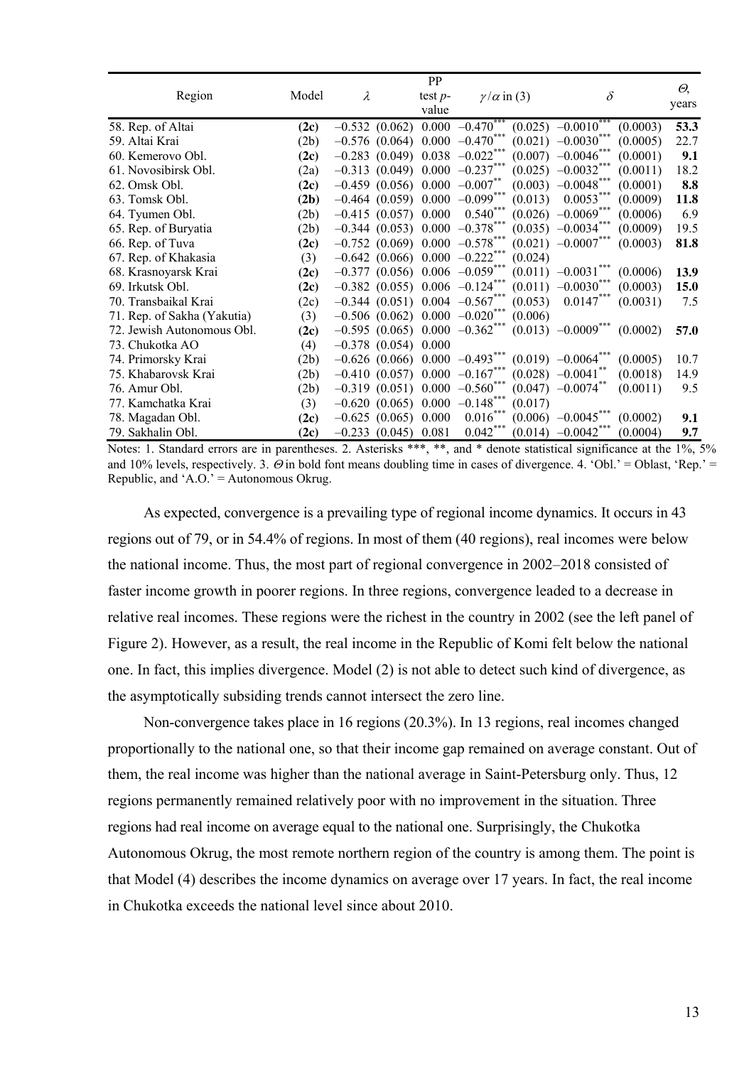| Region | Model | $\lambda$ | | PP test $p$-value | $\gamma/\alpha$ in (3) | | $\delta$ | | $\Theta$, years |
|---|---|---|---|---|---|---|---|---|---|
| 58. Rep. of Altai | **(2c)** | $-0.532$ | (0.062) | 0.000 | $-0.470^{***}$ | (0.025) | $-0.0010^{***}$ | (0.0003) | **53.3** |
| 59. Altai Krai | (2b) | $-0.576$ | (0.064) | 0.000 | $-0.470^{***}$ | (0.021) | $-0.0030^{***}$ | (0.0005) | 22.7 |
| 60. Kemerovo Obl. | **(2c)** | $-0.283$ | (0.049) | 0.038 | $-0.022^{***}$ | (0.007) | $-0.0046^{***}$ | (0.0001) | **9.1** |
| 61. Novosibirsk Obl. | (2a) | $-0.313$ | (0.049) | 0.000 | $-0.237^{***}$ | (0.025) | $-0.0032^{***}$ | (0.0011) | 18.2 |
| 62. Omsk Obl. | **(2c)** | $-0.459$ | (0.056) | 0.000 | $-0.007^{**}$ | (0.003) | $-0.0048^{***}$ | (0.0001) | **8.8** |
| 63. Tomsk Obl. | **(2b)** | $-0.464$ | (0.059) | 0.000 | $-0.099^{***}$ | (0.013) | $0.0053^{***}$ | (0.0009) | **11.8** |
| 64. Tyumen Obl. | (2b) | $-0.415$ | (0.057) | 0.000 | $0.540^{***}$ | (0.026) | $-0.0069^{***}$ | (0.0006) | 6.9 |
| 65. Rep. of Buryatia | (2b) | $-0.344$ | (0.053) | 0.000 | $-0.378^{***}$ | (0.035) | $-0.0034^{***}$ | (0.0009) | 19.5 |
| 66. Rep. of Tuva | **(2c)** | $-0.752$ | (0.069) | 0.000 | $-0.578^{***}$ | (0.021) | $-0.0007^{***}$ | (0.0003) | **81.8** |
| 67. Rep. of Khakasia | (3) | $-0.642$ | (0.066) | 0.000 | $-0.222^{***}$ | (0.024) | | | |
| 68. Krasnoyarsk Krai | **(2c)** | $-0.377$ | (0.056) | 0.006 | $-0.059^{***}$ | (0.011) | $-0.0031^{***}$ | (0.0006) | **13.9** |
| 69. Irkutsk Obl. | **(2c)** | $-0.382$ | (0.055) | 0.006 | $-0.124^{***}$ | (0.011) | $-0.0030^{***}$ | (0.0003) | **15.0** |
| 70. Transbaikal Krai | (2c) | $-0.344$ | (0.051) | 0.004 | $-0.567^{***}$ | (0.053) | $0.0147^{***}$ | (0.0031) | 7.5 |
| 71. Rep. of Sakha (Yakutia) | (3) | $-0.506$ | (0.062) | 0.000 | $-0.020^{***}$ | (0.006) | | | |
| 72. Jewish Autonomous Obl. | **(2c)** | $-0.595$ | (0.065) | 0.000 | $-0.362^{***}$ | (0.013) | $-0.0009^{***}$ | (0.0002) | **57.0** |
| 73. Chukotka AO | (4) | $-0.378$ | (0.054) | 0.000 | | | | | |
| 74. Primorsky Krai | (2b) | $-0.626$ | (0.066) | 0.000 | $-0.493^{***}$ | (0.019) | $-0.0064^{***}$ | (0.0005) | 10.7 |
| 75. Khabarovsk Krai | (2b) | $-0.410$ | (0.057) | 0.000 | $-0.167^{***}$ | (0.028) | $-0.0041^{**}$ | (0.0018) | 14.9 |
| 76. Amur Obl. | (2b) | $-0.319$ | (0.051) | 0.000 | $-0.560^{***}$ | (0.047) | $-0.0074^{**}$ | (0.0011) | 9.5 |
| 77. Kamchatka Krai | (3) | $-0.620$ | (0.065) | 0.000 | $-0.148^{***}$ | (0.017) | | | |
| 78. Magadan Obl. | **(2c)** | $-0.625$ | (0.065) | 0.000 | $0.016^{***}$ | (0.006) | $-0.0045^{***}$ | (0.0002) | **9.1** |
| 79. Sakhalin Obl. | **(2c)** | $-0.233$ | (0.045) | 0.081 | $0.042^{***}$ | (0.014) | $-0.0042^{***}$ | (0.0004) | **9.7** |

Notes: 1. Standard errors are in parentheses. 2. Asterisks ***, **, and * denote statistical significance at the 1%, 5% and 10% levels, respectively. 3. $\Theta$ in bold font means doubling time in cases of divergence. 4. 'Obl.' = Oblast, 'Rep.' = Republic, and 'A.O.' = Autonomous Okrug.

As expected, convergence is a prevailing type of regional income dynamics. It occurs in 43 regions out of 79, or in 54.4% of regions. In most of them (40 regions), real incomes were below the national income. Thus, the most part of regional convergence in 2002–2018 consisted of faster income growth in poorer regions. In three regions, convergence leaded to a decrease in relative real incomes. These regions were the richest in the country in 2002 (see the left panel of Figure 2). However, as a result, the real income in the Republic of Komi felt below the national one. In fact, this implies divergence. Model (2) is not able to detect such kind of divergence, as the asymptotically subsiding trends cannot intersect the zero line.

Non-convergence takes place in 16 regions (20.3%). In 13 regions, real incomes changed proportionally to the national one, so that their income gap remained on average constant. Out of them, the real income was higher than the national average in Saint-Petersburg only. Thus, 12 regions permanently remained relatively poor with no improvement in the situation. Three regions had real income on average equal to the national one. Surprisingly, the Chukotka Autonomous Okrug, the most remote northern region of the country is among them. The point is that Model (4) describes the income dynamics on average over 17 years. In fact, the real income in Chukotka exceeds the national level since about 2010.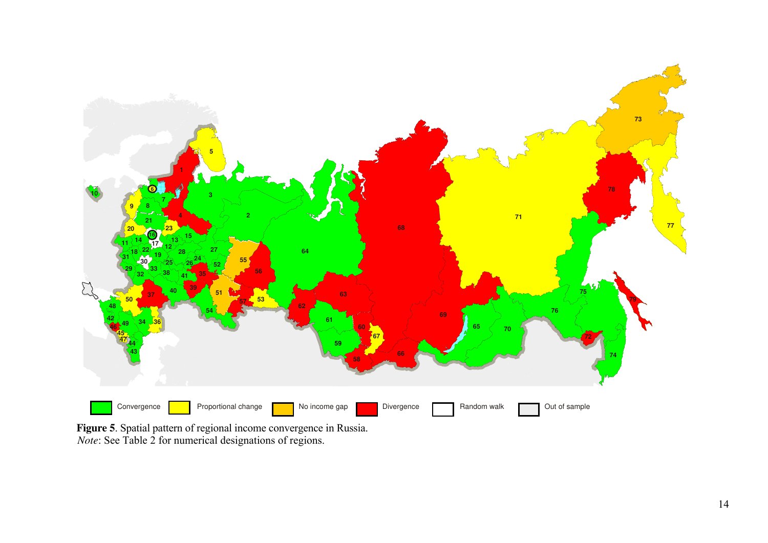**Figure 5**. Spatial pattern of regional income convergence in Russia.
*Note*: See Table 2 for numerical designations of regions.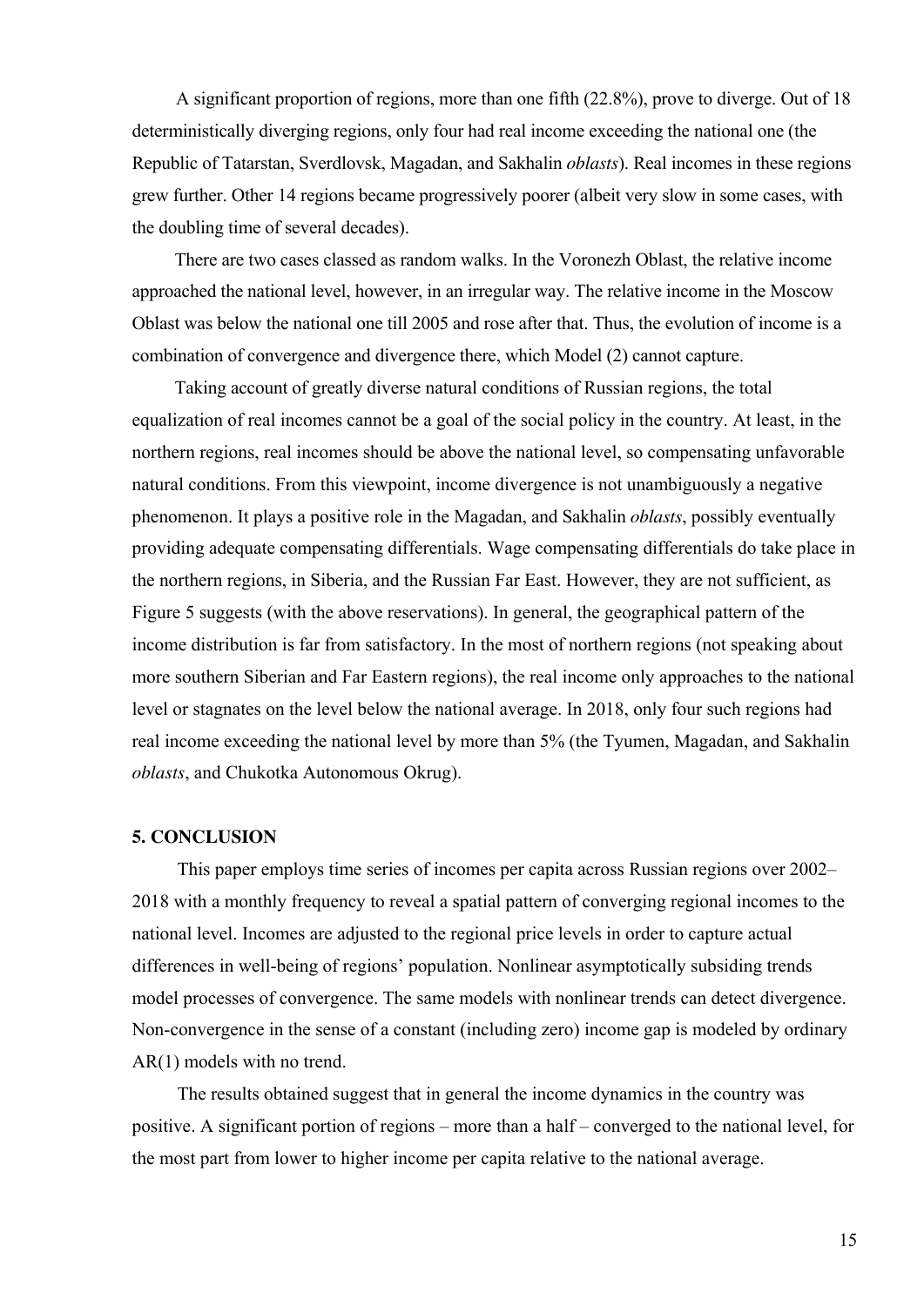A significant proportion of regions, more than one fifth (22.8%), prove to diverge. Out of 18 deterministically diverging regions, only four had real income exceeding the national one (the Republic of Tatarstan, Sverdlovsk, Magadan, and Sakhalin *oblasts*). Real incomes in these regions grew further. Other 14 regions became progressively poorer (albeit very slow in some cases, with the doubling time of several decades).

There are two cases classed as random walks. In the Voronezh Oblast, the relative income approached the national level, however, in an irregular way. The relative income in the Moscow Oblast was below the national one till 2005 and rose after that. Thus, the evolution of income is a combination of convergence and divergence there, which Model (2) cannot capture.

Taking account of greatly diverse natural conditions of Russian regions, the total equalization of real incomes cannot be a goal of the social policy in the country. At least, in the northern regions, real incomes should be above the national level, so compensating unfavorable natural conditions. From this viewpoint, income divergence is not unambiguously a negative phenomenon. It plays a positive role in the Magadan, and Sakhalin *oblasts*, possibly eventually providing adequate compensating differentials. Wage compensating differentials do take place in the northern regions, in Siberia, and the Russian Far East. However, they are not sufficient, as Figure 5 suggests (with the above reservations). In general, the geographical pattern of the income distribution is far from satisfactory. In the most of northern regions (not speaking about more southern Siberian and Far Eastern regions), the real income only approaches to the national level or stagnates on the level below the national average. In 2018, only four such regions had real income exceeding the national level by more than 5% (the Tyumen, Magadan, and Sakhalin *oblasts*, and Chukotka Autonomous Okrug).

## 5. CONCLUSION

This paper employs time series of incomes per capita across Russian regions over 2002–2018 with a monthly frequency to reveal a spatial pattern of converging regional incomes to the national level. Incomes are adjusted to the regional price levels in order to capture actual differences in well-being of regions' population. Nonlinear asymptotically subsiding trends model processes of convergence. The same models with nonlinear trends can detect divergence. Non-convergence in the sense of a constant (including zero) income gap is modeled by ordinary AR(1) models with no trend.

The results obtained suggest that in general the income dynamics in the country was positive. A significant portion of regions – more than a half – converged to the national level, for the most part from lower to higher income per capita relative to the national average.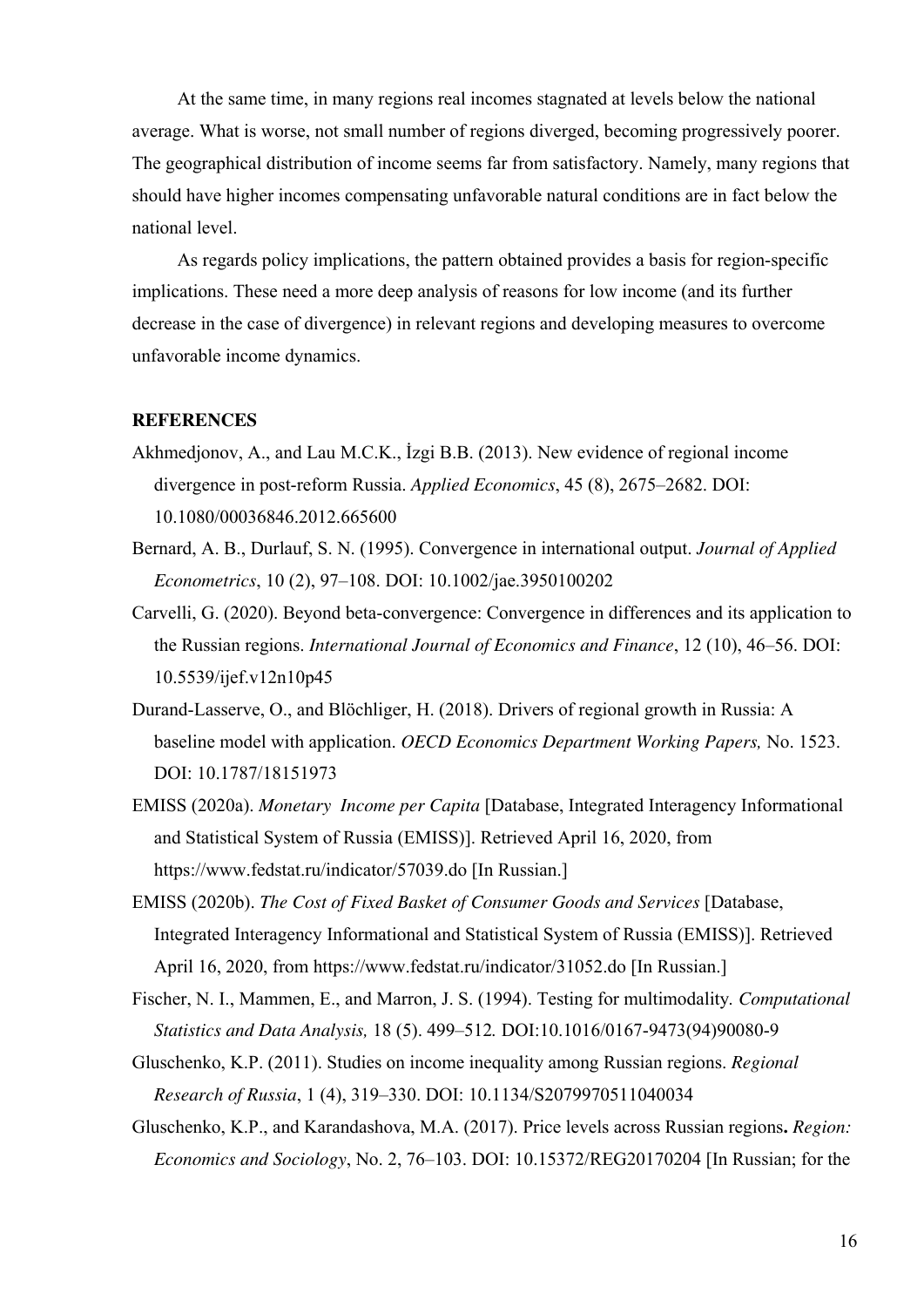At the same time, in many regions real incomes stagnated at levels below the national average. What is worse, not small number of regions diverged, becoming progressively poorer. The geographical distribution of income seems far from satisfactory. Namely, many regions that should have higher incomes compensating unfavorable natural conditions are in fact below the national level.

As regards policy implications, the pattern obtained provides a basis for region-specific implications. These need a more deep analysis of reasons for low income (and its further decrease in the case of divergence) in relevant regions and developing measures to overcome unfavorable income dynamics.

**REFERENCES**

Akhmedjonov, A., and Lau M.C.K., İzgi B.B. (2013). New evidence of regional income divergence in post-reform Russia. *Applied Economics*, 45 (8), 2675–2682. DOI: 10.1080/00036846.2012.665600

Bernard, A. B., Durlauf, S. N. (1995). Convergence in international output. *Journal of Applied Econometrics*, 10 (2), 97–108. DOI: 10.1002/jae.3950100202

Carvelli, G. (2020). Beyond beta-convergence: Convergence in differences and its application to the Russian regions. *International Journal of Economics and Finance*, 12 (10), 46–56. DOI: 10.5539/ijef.v12n10p45

Durand-Lasserve, O., and Blöchliger, H. (2018). Drivers of regional growth in Russia: A baseline model with application. *OECD Economics Department Working Papers,* No. 1523. DOI: 10.1787/18151973

EMISS (2020a). *Monetary Income per Capita* [Database, Integrated Interagency Informational and Statistical System of Russia (EMISS)]. Retrieved April 16, 2020, from https://www.fedstat.ru/indicator/57039.do [In Russian.]

EMISS (2020b). *The Cost of Fixed Basket of Consumer Goods and Services* [Database, Integrated Interagency Informational and Statistical System of Russia (EMISS)]. Retrieved April 16, 2020, from https://www.fedstat.ru/indicator/31052.do [In Russian.]

Fischer, N. I., Mammen, E., and Marron, J. S. (1994). Testing for multimodality. *Computational Statistics and Data Analysis,* 18 (5). 499–512*.* DOI:10.1016/0167-9473(94)90080-9

Gluschenko, K.P. (2011). Studies on income inequality among Russian regions. *Regional Research of Russia*, 1 (4), 319–330. DOI: 10.1134/S2079970511040034

Gluschenko, K.P., and Karandashova, M.A. (2017). Price levels across Russian regions**.** *Region: Economics and Sociology*, No. 2, 76–103. DOI: 10.15372/REG20170204 [In Russian; for the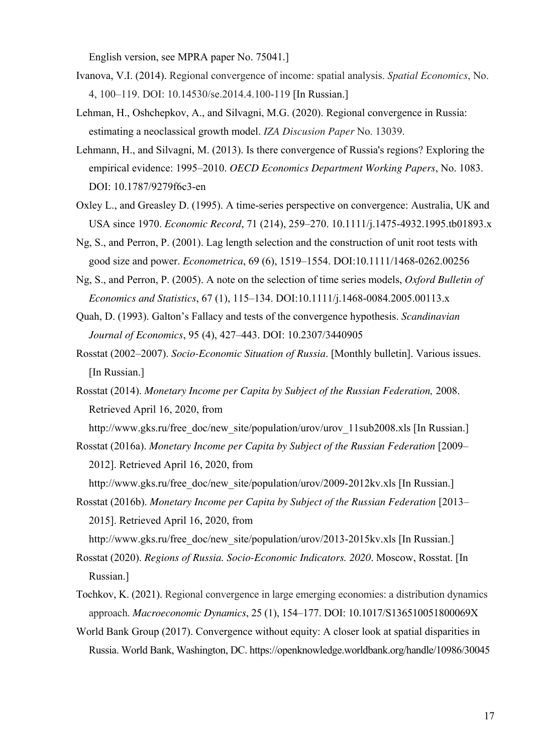English version, see MPRA paper No. 75041.]

Ivanova, V.I. (2014). Regional convergence of income: spatial analysis. *Spatial Economics*, No. 4, 100–119. DOI: 10.14530/se.2014.4.100-119 [In Russian.]

Lehman, H., Oshchepkov, A., and Silvagni, M.G. (2020). Regional convergence in Russia: estimating a neoclassical growth model. *IZA Discusion Paper* No. 13039.

Lehmann, H., and Silvagni, M. (2013). Is there convergence of Russia's regions? Exploring the empirical evidence: 1995–2010. *OECD Economics Department Working Papers*, No. 1083. DOI: 10.1787/9279f6c3-en

Oxley L., and Greasley D. (1995). A time-series perspective on convergence: Australia, UK and USA since 1970. *Economic Record*, 71 (214), 259–270. 10.1111/j.1475-4932.1995.tb01893.x

Ng, S., and Perron, P. (2001). Lag length selection and the construction of unit root tests with good size and power. *Econometrica*, 69 (6), 1519–1554. DOI:10.1111/1468-0262.00256

Ng, S., and Perron, P. (2005). A note on the selection of time series models, *Oxford Bulletin of Economics and Statistics*, 67 (1), 115–134. DOI:10.1111/j.1468-0084.2005.00113.x

Quah, D. (1993). Galton's Fallacy and tests of the convergence hypothesis. *Scandinavian Journal of Economics*, 95 (4), 427–443. DOI: 10.2307/3440905

Rosstat (2002–2007). *Socio-Economic Situation of Russia*. [Monthly bulletin]. Various issues. [In Russian.]

Rosstat (2014). *Monetary Income per Capita by Subject of the Russian Federation,* 2008. Retrieved April 16, 2020, from http://www.gks.ru/free_doc/new_site/population/urov/urov_11sub2008.xls [In Russian.]

Rosstat (2016a). *Monetary Income per Capita by Subject of the Russian Federation* [2009–2012]. Retrieved April 16, 2020, from http://www.gks.ru/free_doc/new_site/population/urov/2009-2012kv.xls [In Russian.]

Rosstat (2016b). *Monetary Income per Capita by Subject of the Russian Federation* [2013–2015]. Retrieved April 16, 2020, from http://www.gks.ru/free_doc/new_site/population/urov/2013-2015kv.xls [In Russian.]

Rosstat (2020). *Regions of Russia. Socio-Economic Indicators. 2020*. Moscow, Rosstat. [In Russian.]

Tochkov, K. (2021). Regional convergence in large emerging economies: a distribution dynamics approach. *Macroeconomic Dynamics*, 25 (1), 154–177. DOI: 10.1017/S136510051800069X

World Bank Group (2017). Convergence without equity: A closer look at spatial disparities in Russia. World Bank, Washington, DC. https://openknowledge.worldbank.org/handle/10986/30045